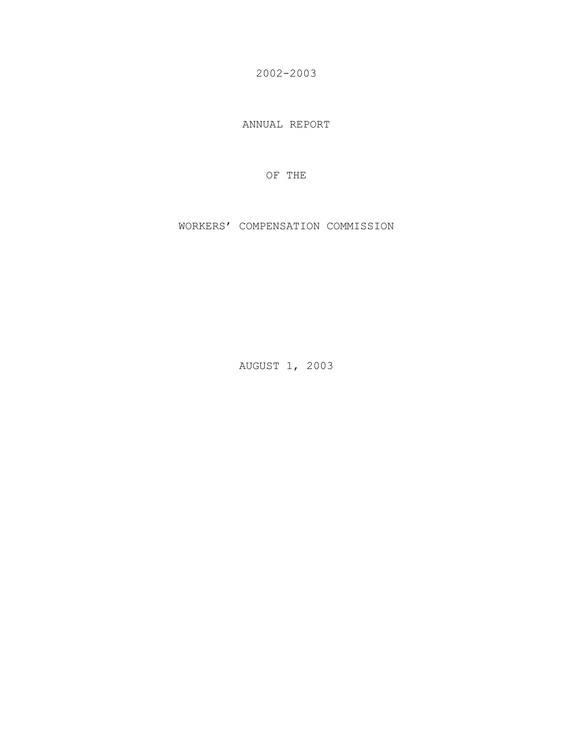# 2002-2003

# ANNUAL REPORT

# OF THE

# WORKERS' COMPENSATION COMMISSION

AUGUST 1, 2003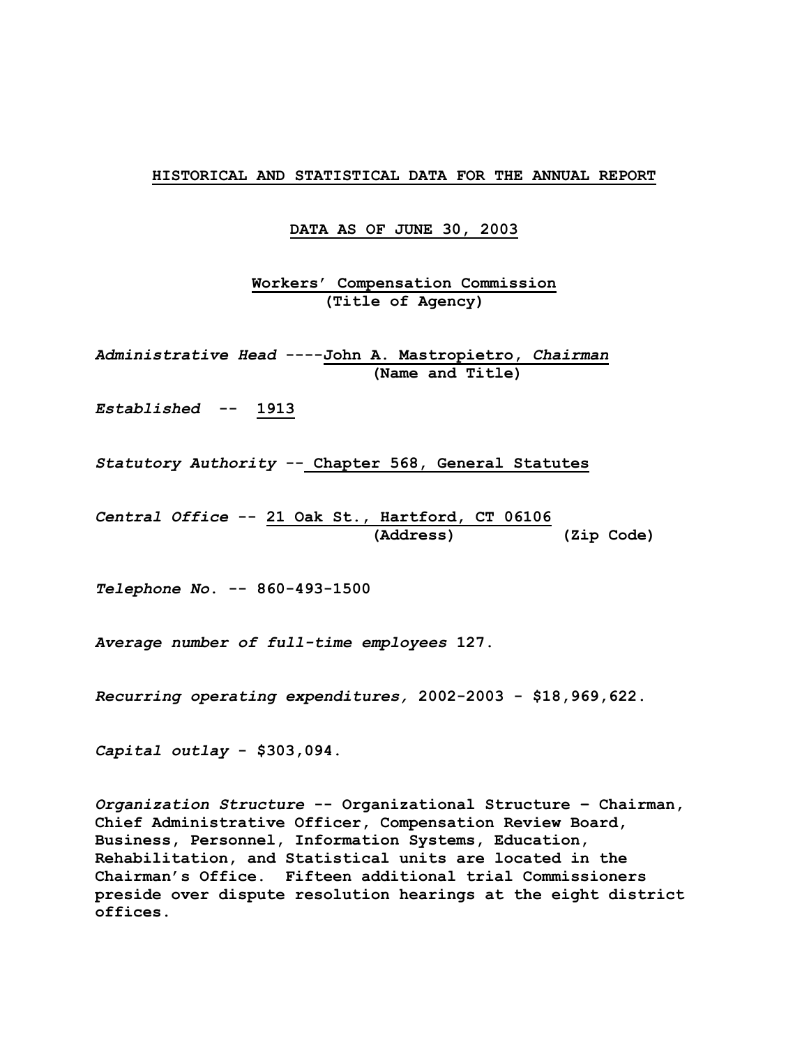**HISTORICAL AND STATISTICAL DATA FOR THE ANNUAL REPORT**

**DATA AS OF JUNE 30, 2003**

**Workers' Compensation Commission**
**(Title of Agency)**

***Administrative Head*** **----John A. Mastropietro, *Chairman***
**(Name and Title)**

***Established*** **-- 1913**

***Statutory Authority*** **-- Chapter 568, General Statutes**

***Central Office*** **-- 21 Oak St., Hartford, CT 06106**
**(Address) (Zip Code)**

***Telephone No.*** **-- 860-493-1500**

***Average number of full-time employees*** **127.**

***Recurring operating expenditures,*** **2002-2003 - $18,969,622.**

***Capital outlay*** **- $303,094.**

***Organization Structure*** **-- Organizational Structure – Chairman, Chief Administrative Officer, Compensation Review Board, Business, Personnel, Information Systems, Education, Rehabilitation, and Statistical units are located in the Chairman's Office. Fifteen additional trial Commissioners preside over dispute resolution hearings at the eight district offices.**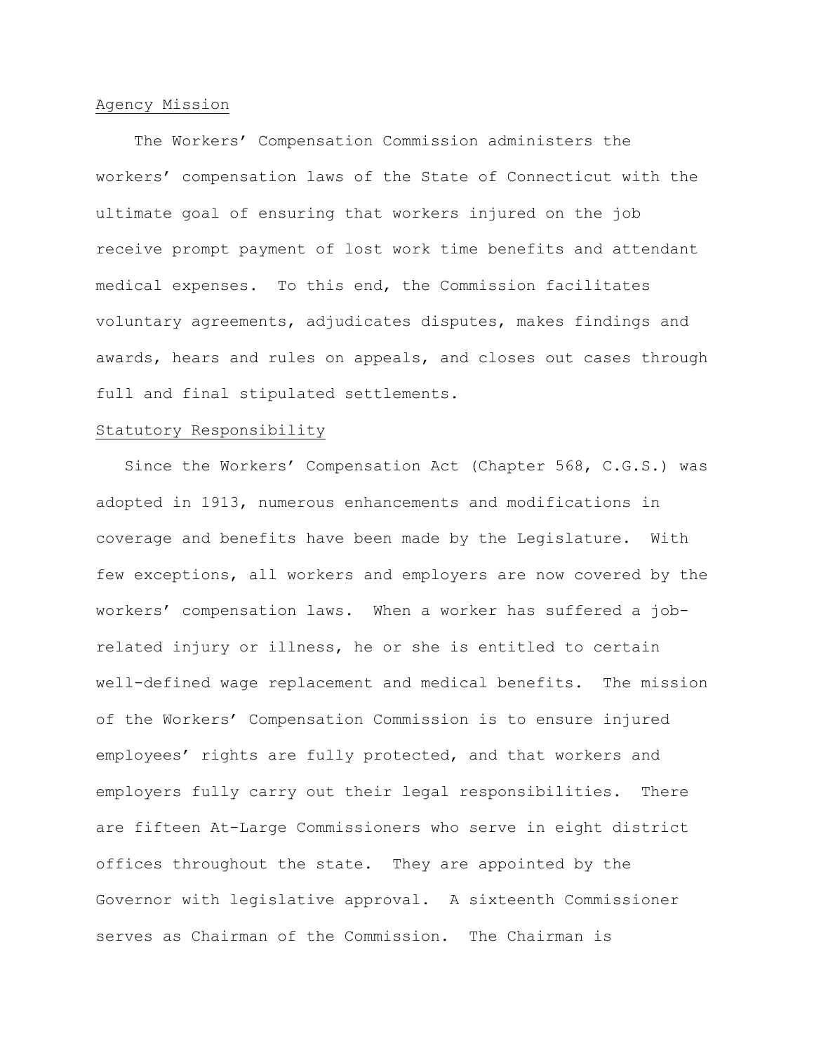## Agency Mission

The Workers' Compensation Commission administers the workers' compensation laws of the State of Connecticut with the ultimate goal of ensuring that workers injured on the job receive prompt payment of lost work time benefits and attendant medical expenses. To this end, the Commission facilitates voluntary agreements, adjudicates disputes, makes findings and awards, hears and rules on appeals, and closes out cases through full and final stipulated settlements.

## Statutory Responsibility

Since the Workers' Compensation Act (Chapter 568, C.G.S.) was adopted in 1913, numerous enhancements and modifications in coverage and benefits have been made by the Legislature. With few exceptions, all workers and employers are now covered by the workers' compensation laws. When a worker has suffered a job-related injury or illness, he or she is entitled to certain well-defined wage replacement and medical benefits. The mission of the Workers' Compensation Commission is to ensure injured employees' rights are fully protected, and that workers and employers fully carry out their legal responsibilities. There are fifteen At-Large Commissioners who serve in eight district offices throughout the state. They are appointed by the Governor with legislative approval. A sixteenth Commissioner serves as Chairman of the Commission. The Chairman is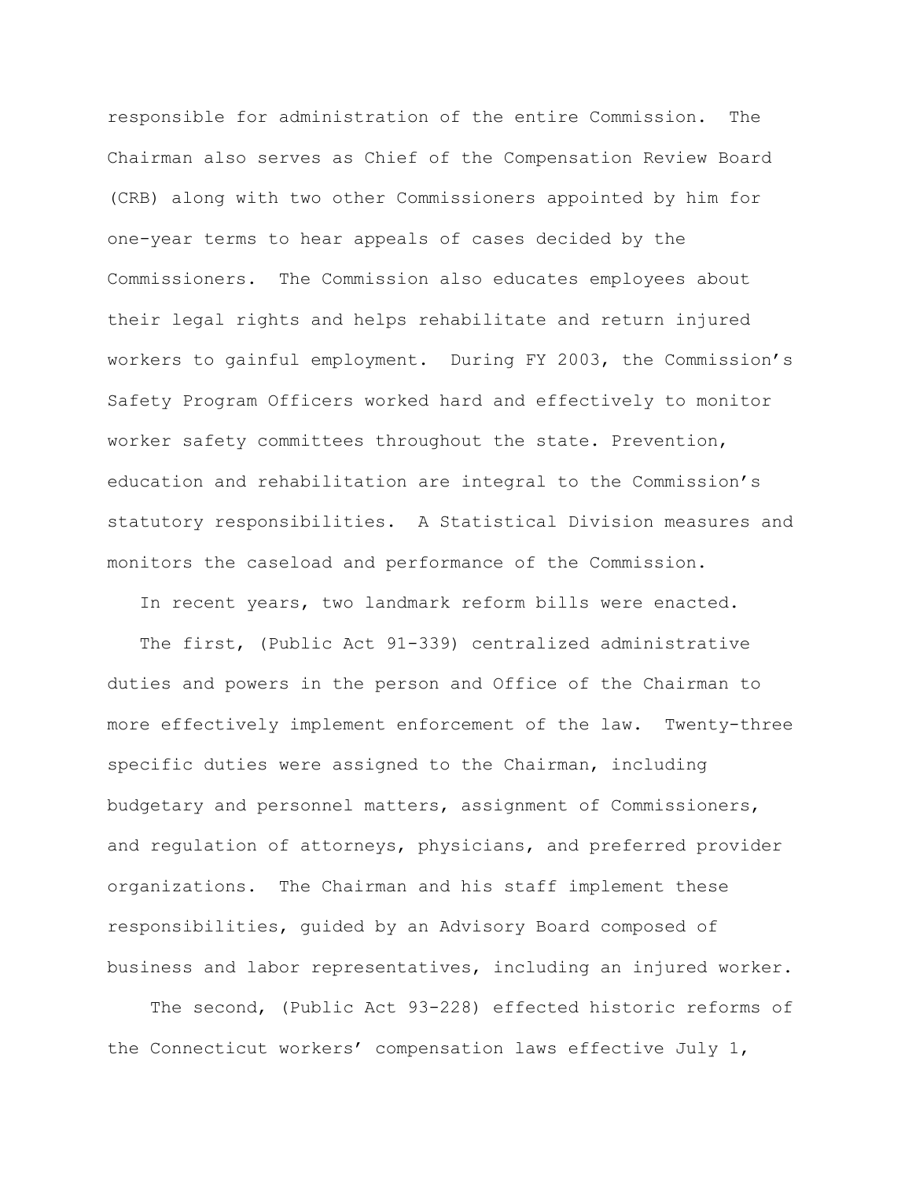responsible for administration of the entire Commission. The Chairman also serves as Chief of the Compensation Review Board (CRB) along with two other Commissioners appointed by him for one-year terms to hear appeals of cases decided by the Commissioners. The Commission also educates employees about their legal rights and helps rehabilitate and return injured workers to gainful employment. During FY 2003, the Commission's Safety Program Officers worked hard and effectively to monitor worker safety committees throughout the state. Prevention, education and rehabilitation are integral to the Commission's statutory responsibilities. A Statistical Division measures and monitors the caseload and performance of the Commission.

In recent years, two landmark reform bills were enacted.

The first, (Public Act 91-339) centralized administrative duties and powers in the person and Office of the Chairman to more effectively implement enforcement of the law. Twenty-three specific duties were assigned to the Chairman, including budgetary and personnel matters, assignment of Commissioners, and regulation of attorneys, physicians, and preferred provider organizations. The Chairman and his staff implement these responsibilities, guided by an Advisory Board composed of business and labor representatives, including an injured worker.

The second, (Public Act 93-228) effected historic reforms of the Connecticut workers' compensation laws effective July 1,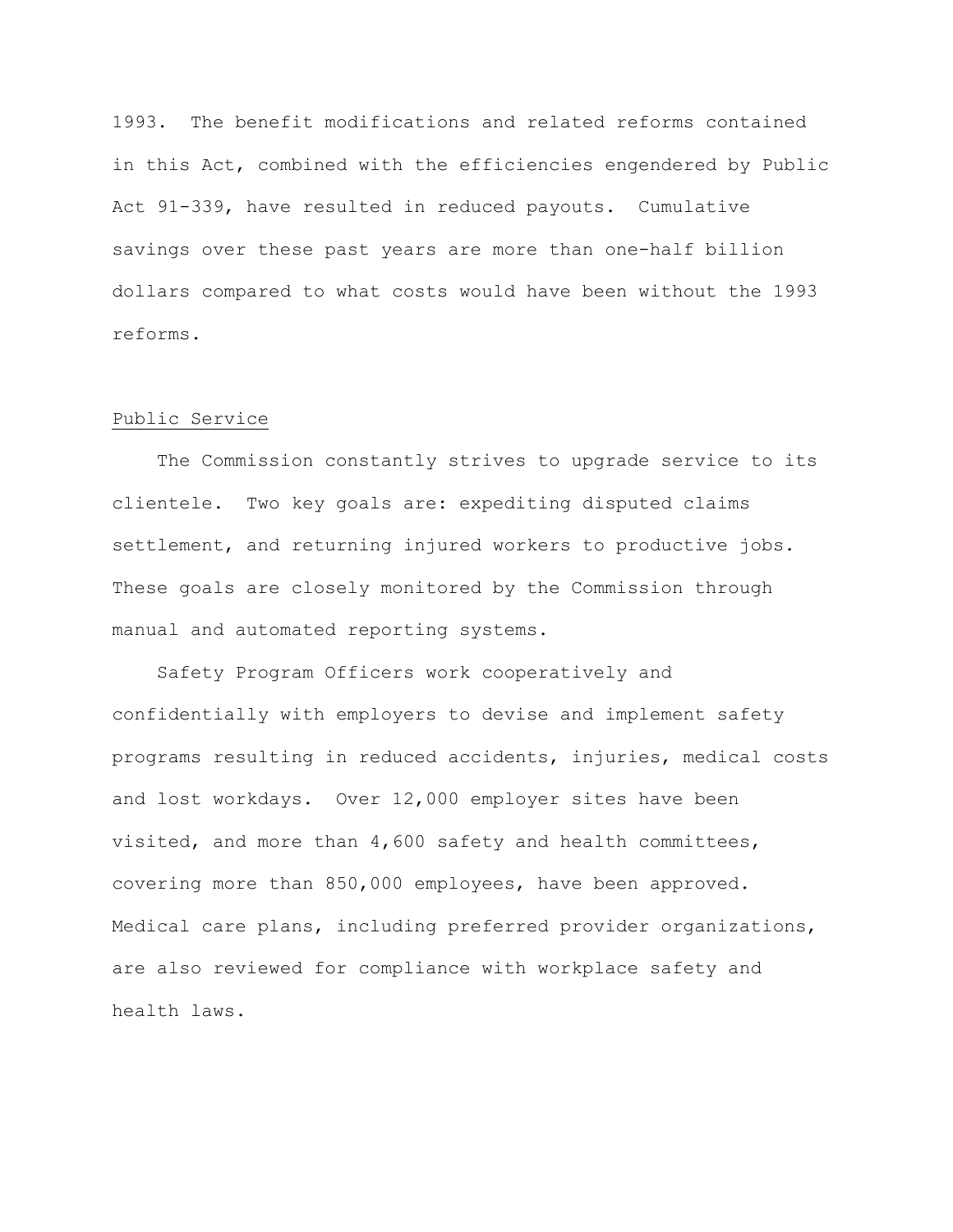1993. The benefit modifications and related reforms contained in this Act, combined with the efficiencies engendered by Public Act 91-339, have resulted in reduced payouts. Cumulative savings over these past years are more than one-half billion dollars compared to what costs would have been without the 1993 reforms.

## Public Service

The Commission constantly strives to upgrade service to its clientele. Two key goals are: expediting disputed claims settlement, and returning injured workers to productive jobs. These goals are closely monitored by the Commission through manual and automated reporting systems.

Safety Program Officers work cooperatively and confidentially with employers to devise and implement safety programs resulting in reduced accidents, injuries, medical costs and lost workdays. Over 12,000 employer sites have been visited, and more than 4,600 safety and health committees, covering more than 850,000 employees, have been approved. Medical care plans, including preferred provider organizations, are also reviewed for compliance with workplace safety and health laws.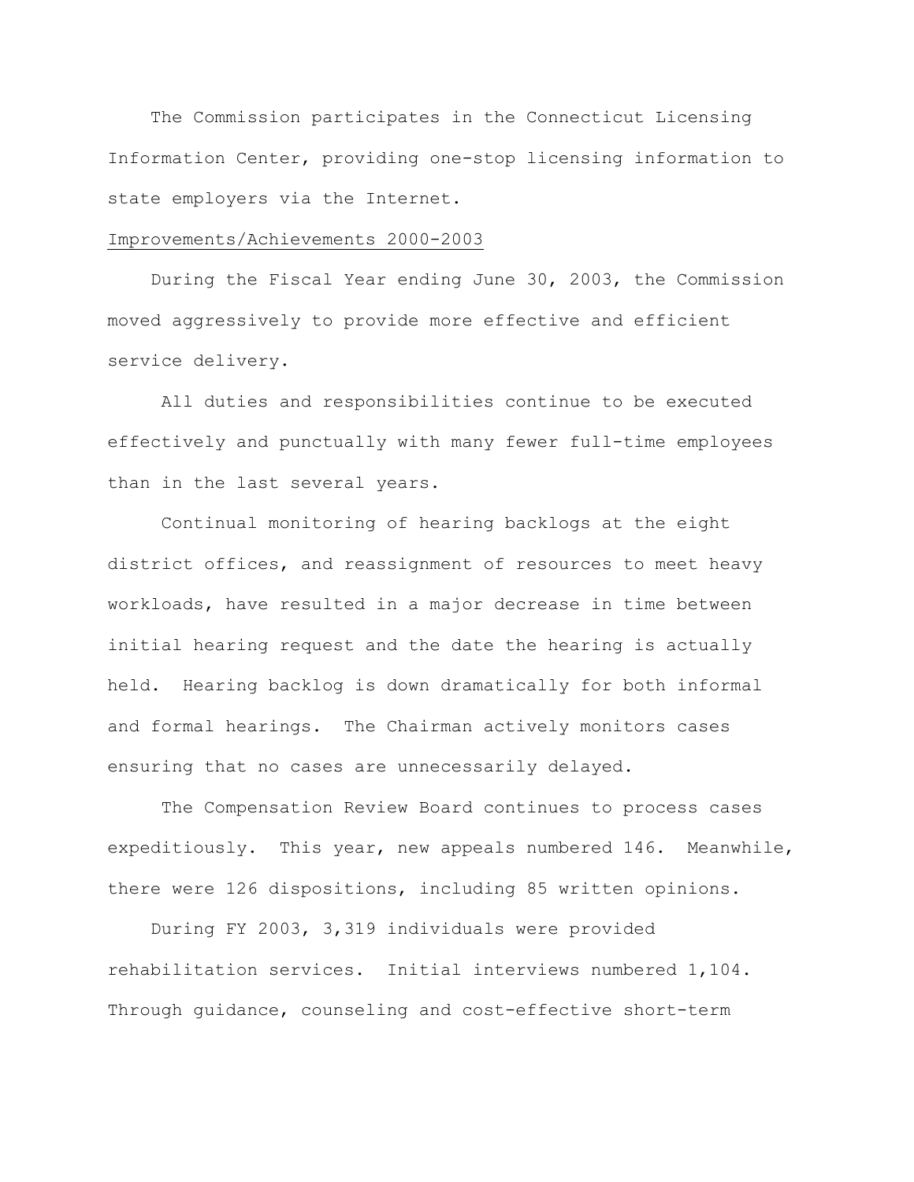The Commission participates in the Connecticut Licensing Information Center, providing one-stop licensing information to state employers via the Internet.

<u>Improvements/Achievements 2000-2003</u>

During the Fiscal Year ending June 30, 2003, the Commission moved aggressively to provide more effective and efficient service delivery.

All duties and responsibilities continue to be executed effectively and punctually with many fewer full-time employees than in the last several years.

Continual monitoring of hearing backlogs at the eight district offices, and reassignment of resources to meet heavy workloads, have resulted in a major decrease in time between initial hearing request and the date the hearing is actually held. Hearing backlog is down dramatically for both informal and formal hearings. The Chairman actively monitors cases ensuring that no cases are unnecessarily delayed.

The Compensation Review Board continues to process cases expeditiously. This year, new appeals numbered 146. Meanwhile, there were 126 dispositions, including 85 written opinions.

During FY 2003, 3,319 individuals were provided rehabilitation services. Initial interviews numbered 1,104. Through guidance, counseling and cost-effective short-term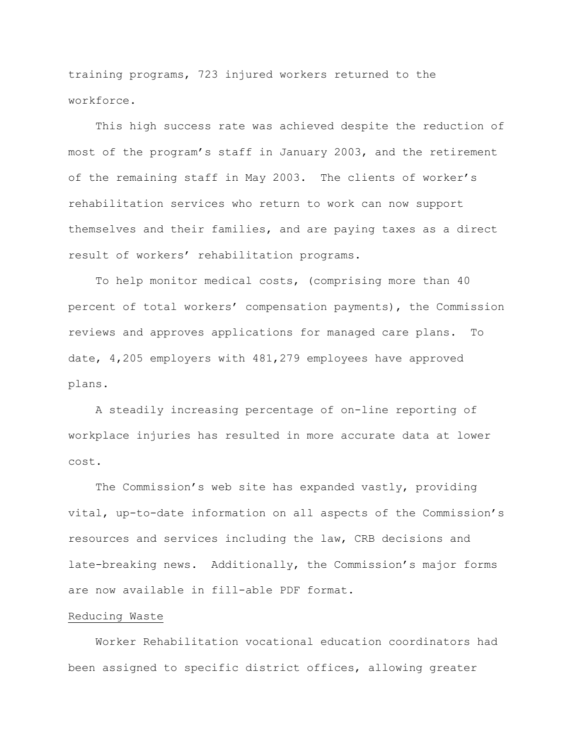training programs, 723 injured workers returned to the workforce.

This high success rate was achieved despite the reduction of most of the program's staff in January 2003, and the retirement of the remaining staff in May 2003. The clients of worker's rehabilitation services who return to work can now support themselves and their families, and are paying taxes as a direct result of workers' rehabilitation programs.

To help monitor medical costs, (comprising more than 40 percent of total workers' compensation payments), the Commission reviews and approves applications for managed care plans. To date, 4,205 employers with 481,279 employees have approved plans.

A steadily increasing percentage of on-line reporting of workplace injuries has resulted in more accurate data at lower cost.

The Commission's web site has expanded vastly, providing vital, up-to-date information on all aspects of the Commission's resources and services including the law, CRB decisions and late-breaking news. Additionally, the Commission's major forms are now available in fill-able PDF format.

<u>Reducing Waste</u>

Worker Rehabilitation vocational education coordinators had been assigned to specific district offices, allowing greater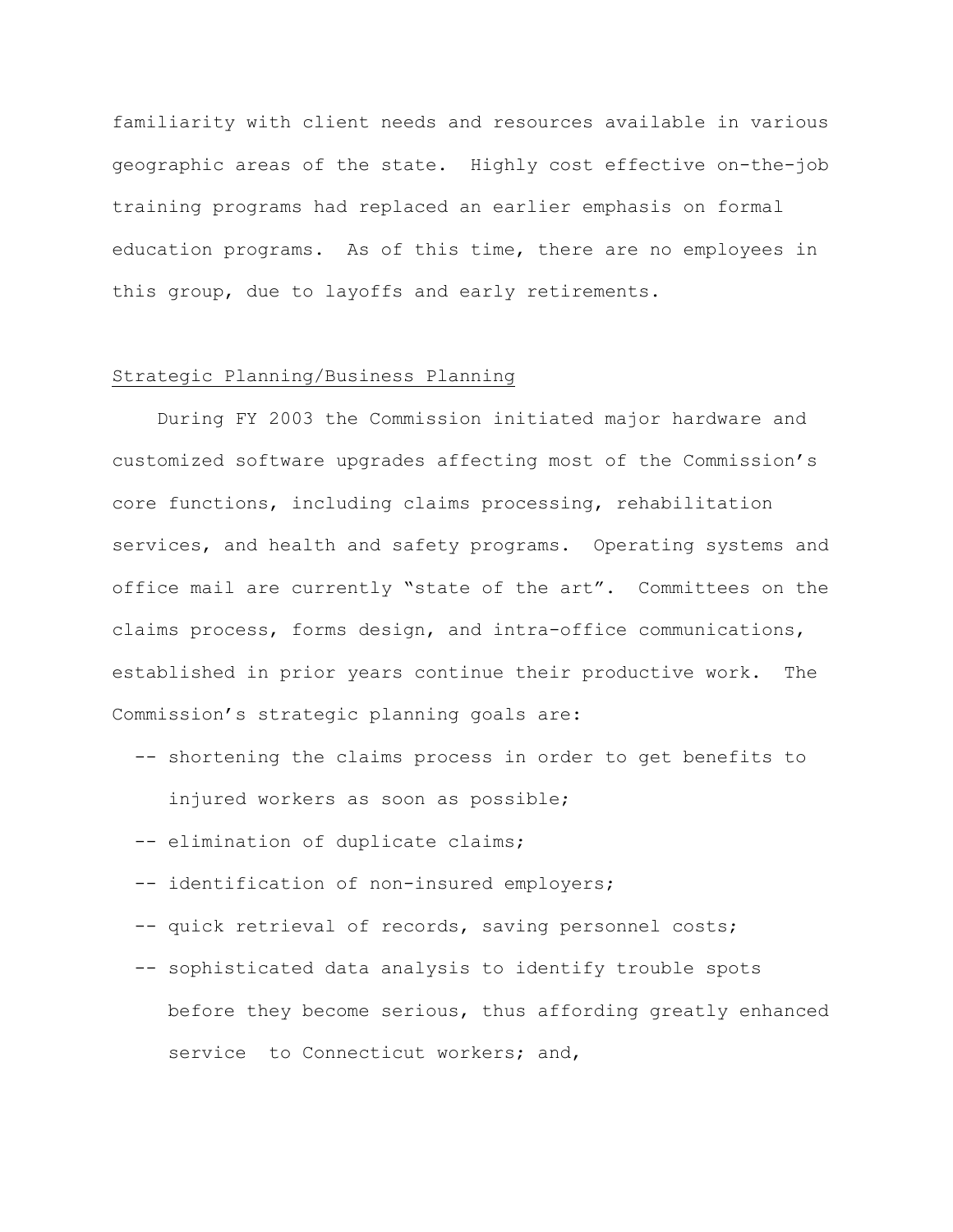familiarity with client needs and resources available in various geographic areas of the state. Highly cost effective on-the-job training programs had replaced an earlier emphasis on formal education programs. As of this time, there are no employees in this group, due to layoffs and early retirements.

<u>Strategic Planning/Business Planning</u>

During FY 2003 the Commission initiated major hardware and customized software upgrades affecting most of the Commission's core functions, including claims processing, rehabilitation services, and health and safety programs. Operating systems and office mail are currently "state of the art". Committees on the claims process, forms design, and intra-office communications, established in prior years continue their productive work. The Commission's strategic planning goals are:

- -- shortening the claims process in order to get benefits to injured workers as soon as possible;
- -- elimination of duplicate claims;
- -- identification of non-insured employers;
- -- quick retrieval of records, saving personnel costs;
- -- sophisticated data analysis to identify trouble spots before they become serious, thus affording greatly enhanced service to Connecticut workers; and,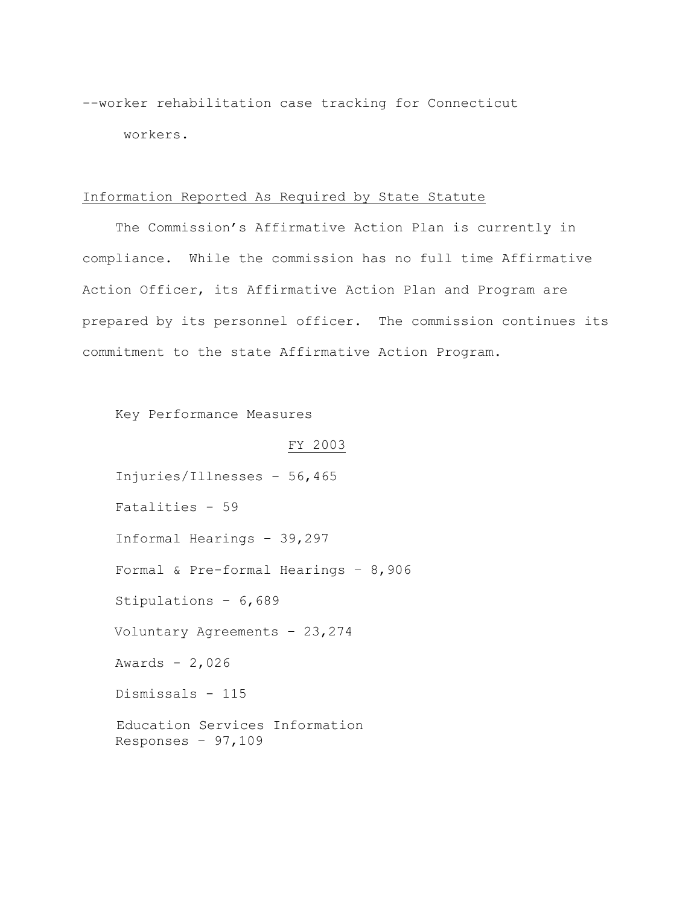--worker rehabilitation case tracking for Connecticut workers.

<u>Information Reported As Required by State Statute</u>

The Commission's Affirmative Action Plan is currently in compliance. While the commission has no full time Affirmative Action Officer, its Affirmative Action Plan and Program are prepared by its personnel officer. The commission continues its commitment to the state Affirmative Action Program.

Key Performance Measures

<u>FY 2003</u>

Injuries/Illnesses – 56,465

Fatalities - 59

Informal Hearings – 39,297

Formal & Pre-formal Hearings – 8,906

Stipulations – 6,689

Voluntary Agreements – 23,274

Awards - 2,026

Dismissals - 115

Education Services Information Responses – 97,109